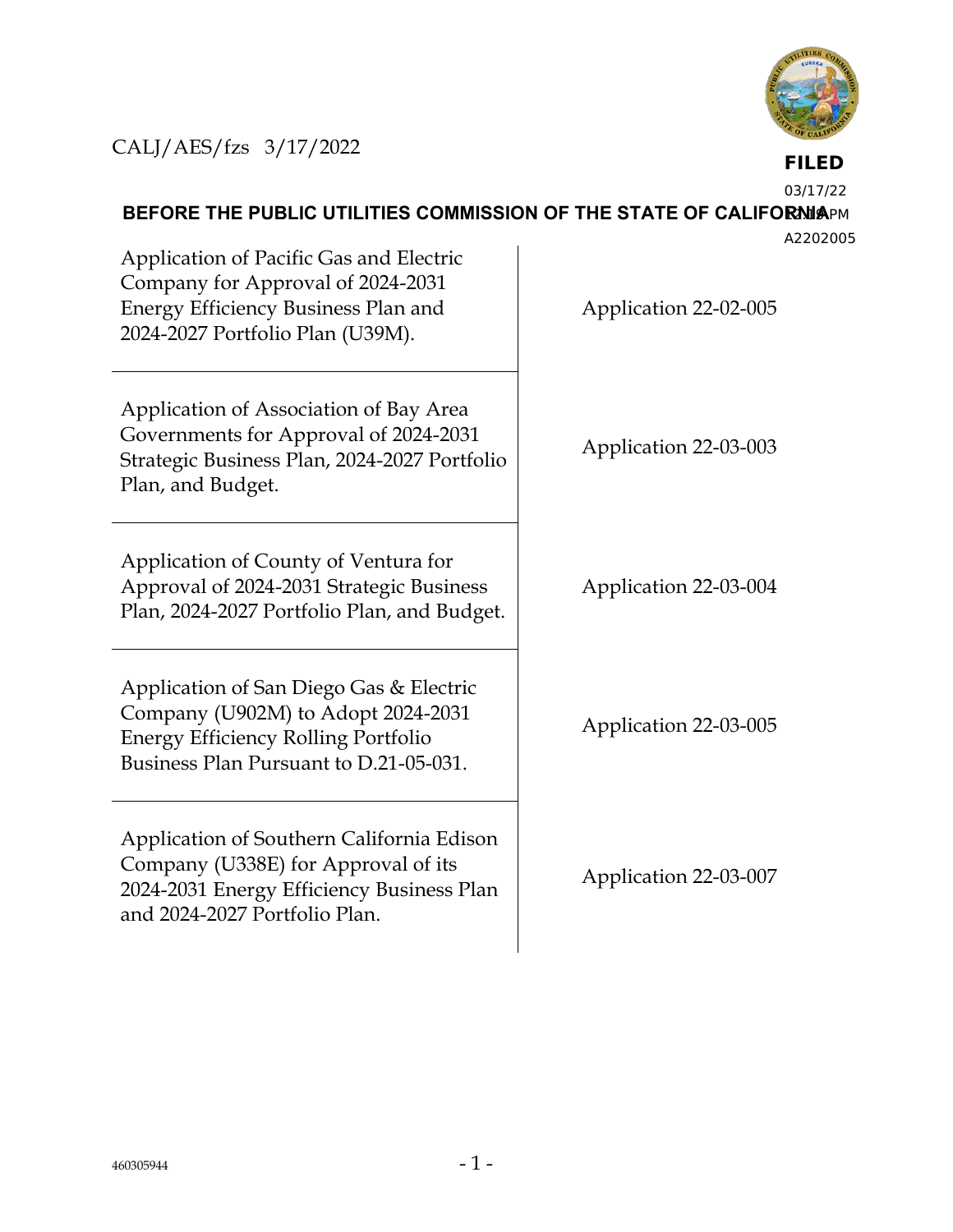CALJ/AES/fzs 3/17/2022

**FILED**
03/17/22
02:18 PM
A2202005

**BEFORE THE PUBLIC UTILITIES COMMISSION OF THE STATE OF CALIFORNIA**

| | |
|---|---|
| Application of Pacific Gas and Electric Company for Approval of 2024-2031 Energy Efficiency Business Plan and 2024-2027 Portfolio Plan (U39M). | Application 22-02-005 |
| Application of Association of Bay Area Governments for Approval of 2024-2031 Strategic Business Plan, 2024-2027 Portfolio Plan, and Budget. | Application 22-03-003 |
| Application of County of Ventura for Approval of 2024-2031 Strategic Business Plan, 2024-2027 Portfolio Plan, and Budget. | Application 22-03-004 |
| Application of San Diego Gas & Electric Company (U902M) to Adopt 2024-2031 Energy Efficiency Rolling Portfolio Business Plan Pursuant to D.21-05-031. | Application 22-03-005 |
| Application of Southern California Edison Company (U338E) for Approval of its 2024-2031 Energy Efficiency Business Plan and 2024-2027 Portfolio Plan. | Application 22-03-007 |

460305944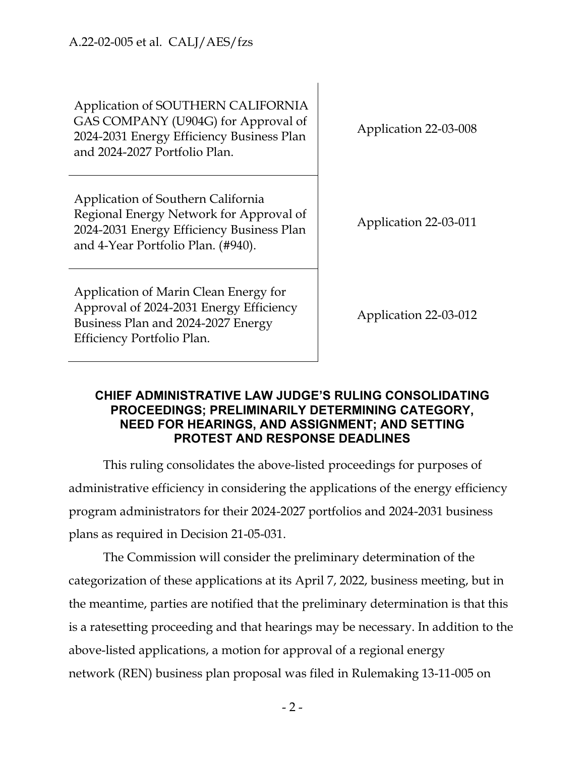| | |
|---|---|
| Application of SOUTHERN CALIFORNIA GAS COMPANY (U904G) for Approval of 2024-2031 Energy Efficiency Business Plan and 2024-2027 Portfolio Plan. | Application 22-03-008 |
| Application of Southern California Regional Energy Network for Approval of 2024-2031 Energy Efficiency Business Plan and 4-Year Portfolio Plan. (#940). | Application 22-03-011 |
| Application of Marin Clean Energy for Approval of 2024-2031 Energy Efficiency Business Plan and 2024-2027 Energy Efficiency Portfolio Plan. | Application 22-03-012 |

## CHIEF ADMINISTRATIVE LAW JUDGE'S RULING CONSOLIDATING PROCEEDINGS; PRELIMINARILY DETERMINING CATEGORY, NEED FOR HEARINGS, AND ASSIGNMENT; AND SETTING PROTEST AND RESPONSE DEADLINES

This ruling consolidates the above-listed proceedings for purposes of administrative efficiency in considering the applications of the energy efficiency program administrators for their 2024-2027 portfolios and 2024-2031 business plans as required in Decision 21-05-031.

The Commission will consider the preliminary determination of the categorization of these applications at its April 7, 2022, business meeting, but in the meantime, parties are notified that the preliminary determination is that this is a ratesetting proceeding and that hearings may be necessary. In addition to the above-listed applications, a motion for approval of a regional energy network (REN) business plan proposal was filed in Rulemaking 13-11-005 on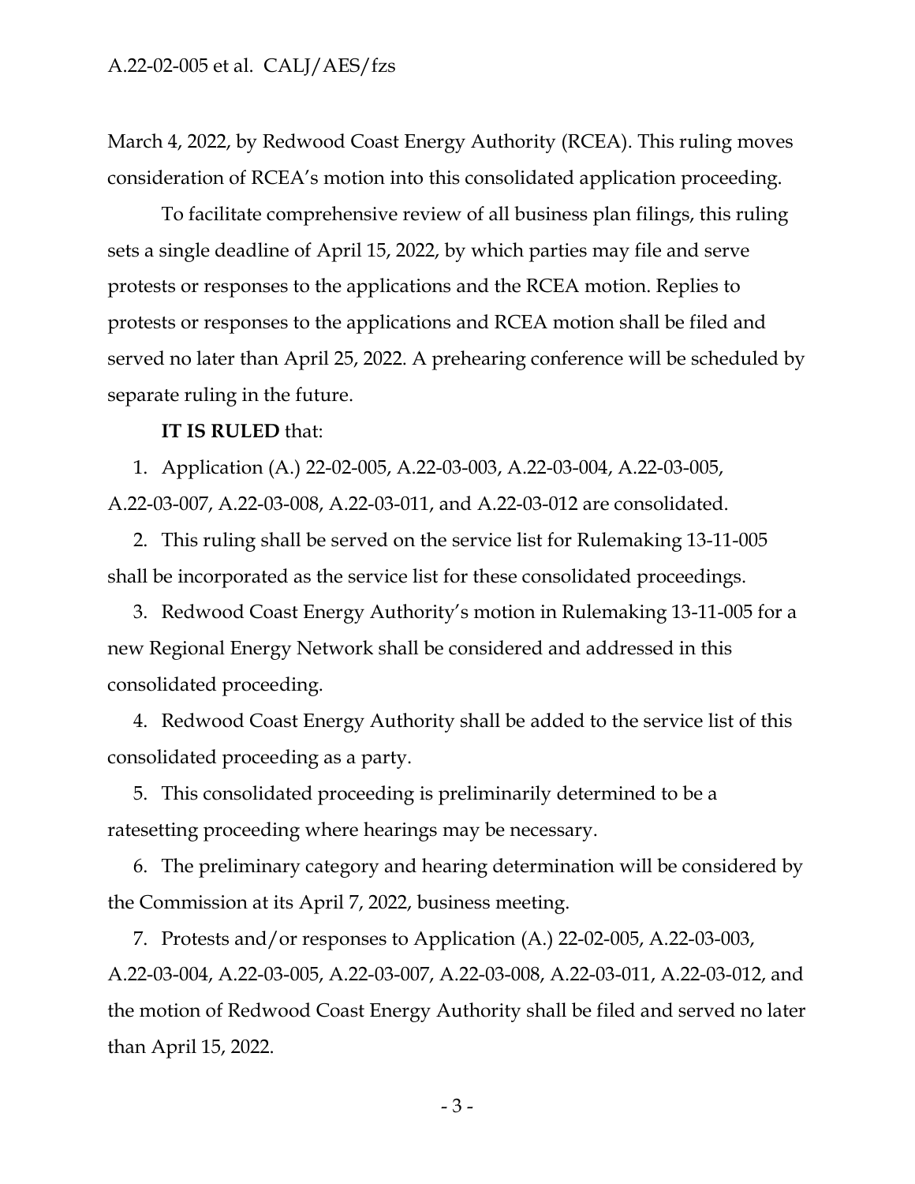March 4, 2022, by Redwood Coast Energy Authority (RCEA). This ruling moves consideration of RCEA's motion into this consolidated application proceeding.

To facilitate comprehensive review of all business plan filings, this ruling sets a single deadline of April 15, 2022, by which parties may file and serve protests or responses to the applications and the RCEA motion. Replies to protests or responses to the applications and RCEA motion shall be filed and served no later than April 25, 2022. A prehearing conference will be scheduled by separate ruling in the future.

**IT IS RULED** that:

1. Application (A.) 22-02-005, A.22-03-003, A.22-03-004, A.22-03-005, A.22-03-007, A.22-03-008, A.22-03-011, and A.22-03-012 are consolidated.
2. This ruling shall be served on the service list for Rulemaking 13-11-005 shall be incorporated as the service list for these consolidated proceedings.
3. Redwood Coast Energy Authority's motion in Rulemaking 13-11-005 for a new Regional Energy Network shall be considered and addressed in this consolidated proceeding.
4. Redwood Coast Energy Authority shall be added to the service list of this consolidated proceeding as a party.
5. This consolidated proceeding is preliminarily determined to be a ratesetting proceeding where hearings may be necessary.
6. The preliminary category and hearing determination will be considered by the Commission at its April 7, 2022, business meeting.
7. Protests and/or responses to Application (A.) 22-02-005, A.22-03-003, A.22-03-004, A.22-03-005, A.22-03-007, A.22-03-008, A.22-03-011, A.22-03-012, and the motion of Redwood Coast Energy Authority shall be filed and served no later than April 15, 2022.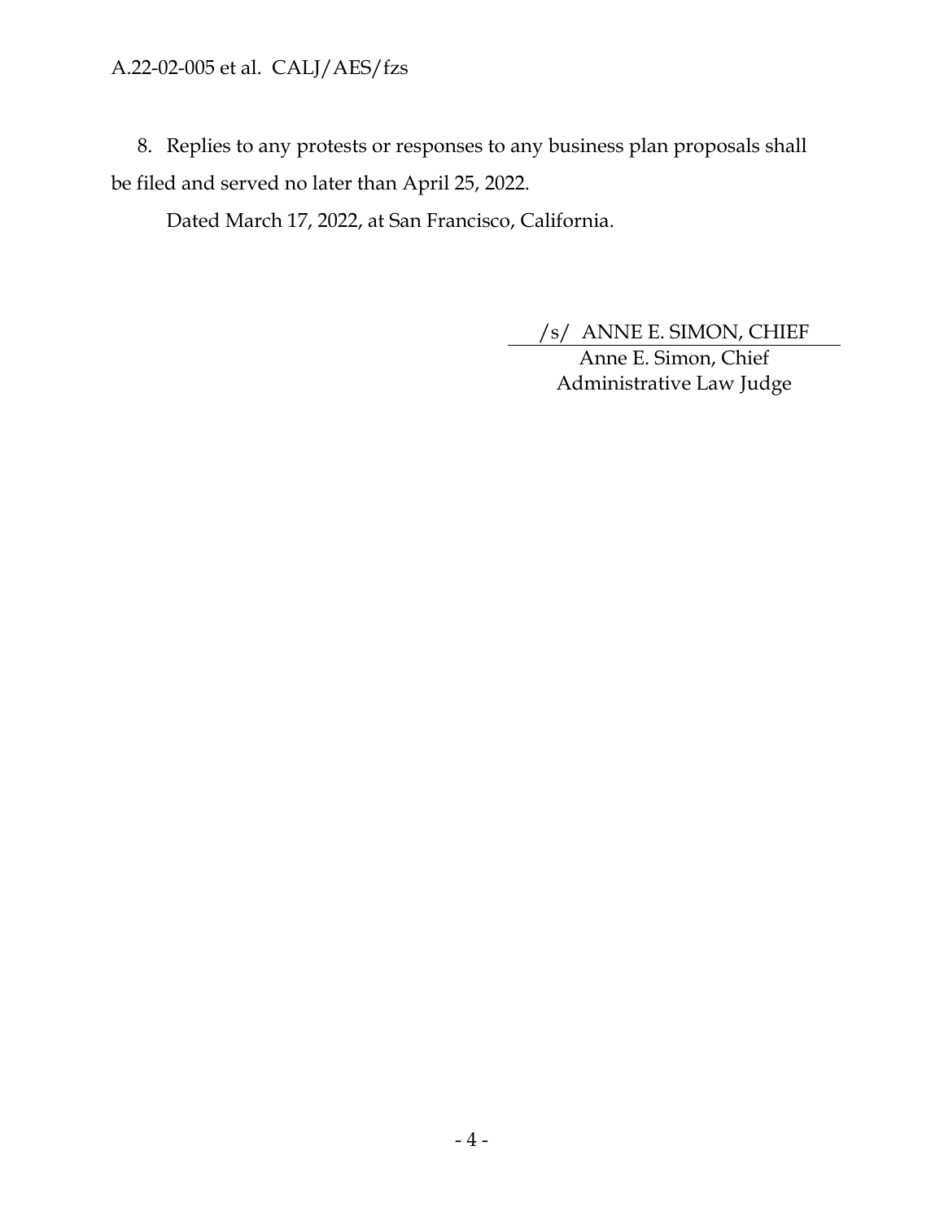8. Replies to any protests or responses to any business plan proposals shall be filed and served no later than April 25, 2022.

Dated March 17, 2022, at San Francisco, California.

/s/ ANNE E. SIMON, CHIEF

Anne E. Simon, Chief
Administrative Law Judge